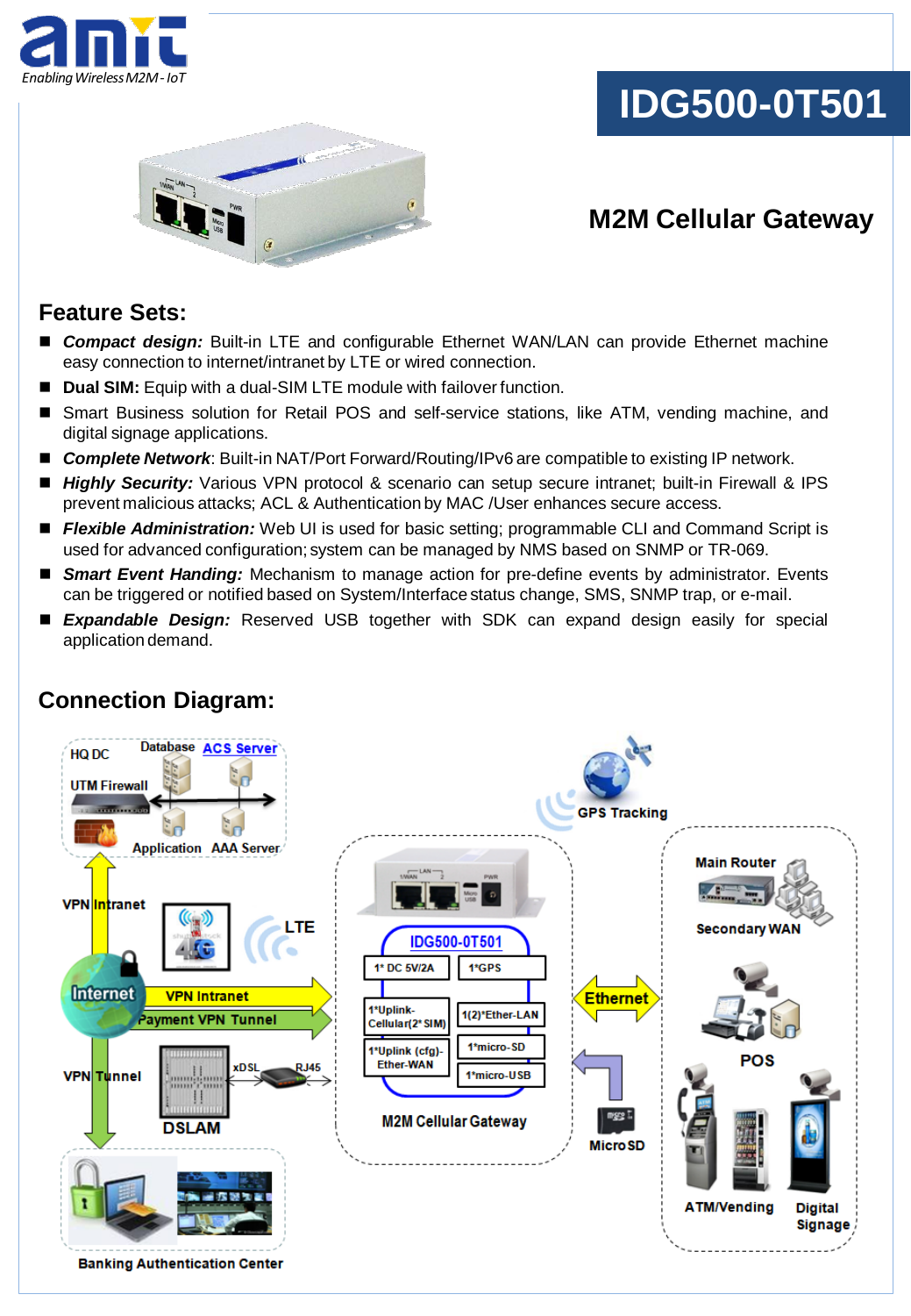amit
Enabling Wireless M2M - IoT

# IDG500-0T501

## M2M Cellular Gateway

## Feature Sets:

- ***Compact design:*** Built-in LTE and configurable Ethernet WAN/LAN can provide Ethernet machine easy connection to internet/intranet by LTE or wired connection.
- **Dual SIM:** Equip with a dual-SIM LTE module with failover function.
- Smart Business solution for Retail POS and self-service stations, like ATM, vending machine, and digital signage applications.
- ***Complete Network***: Built-in NAT/Port Forward/Routing/IPv6 are compatible to existing IP network.
- ***Highly Security:*** Various VPN protocol & scenario can setup secure intranet; built-in Firewall & IPS prevent malicious attacks; ACL & Authentication by MAC /User enhances secure access.
- ***Flexible Administration:*** Web UI is used for basic setting; programmable CLI and Command Script is used for advanced configuration; system can be managed by NMS based on SNMP or TR-069.
- ***Smart Event Handing:*** Mechanism to manage action for pre-define events by administrator. Events can be triggered or notified based on System/Interface status change, SMS, SNMP trap, or e-mail.
- ***Expandable Design:*** Reserved USB together with SDK can expand design easily for special application demand.

## Connection Diagram: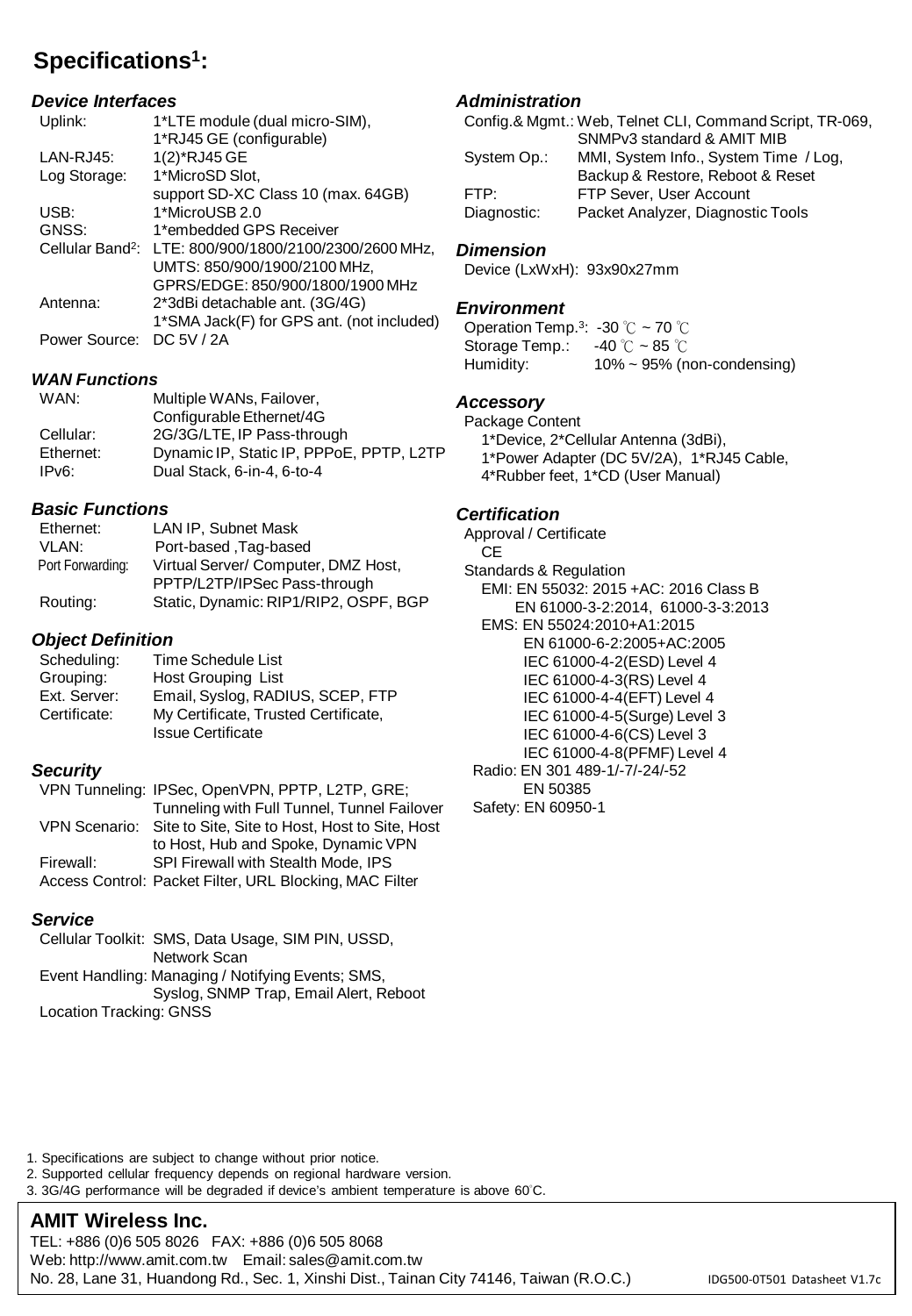# Specifications[1]:

### *Device Interfaces*

| | |
|---|---|
| Uplink: | 1*LTE module (dual micro-SIM), 1*RJ45 GE (configurable) |
| LAN-RJ45: | 1(2)*RJ45 GE |
| Log Storage: | 1*MicroSD Slot, support SD-XC Class 10 (max. 64GB) |
| USB: | 1*MicroUSB 2.0 |
| GNSS: | 1*embedded GPS Receiver |
| Cellular Band[2]: | LTE: 800/900/1800/2100/2300/2600 MHz, UMTS: 850/900/1900/2100 MHz, GPRS/EDGE: 850/900/1800/1900 MHz |
| Antenna: | 2*3dBi detachable ant. (3G/4G) 1*SMA Jack(F) for GPS ant. (not included) |
| Power Source: | DC 5V / 2A |

### *WAN Functions*

| | |
|---|---|
| WAN: | Multiple WANs, Failover, Configurable Ethernet/4G |
| Cellular: | 2G/3G/LTE, IP Pass-through |
| Ethernet: | Dynamic IP, Static IP, PPPoE, PPTP, L2TP |
| IPv6: | Dual Stack, 6-in-4, 6-to-4 |

### *Basic Functions*

| | |
|---|---|
| Ethernet: | LAN IP, Subnet Mask |
| VLAN: | Port-based ,Tag-based |
| Port Forwarding: | Virtual Server/ Computer, DMZ Host, PPTP/L2TP/IPSec Pass-through |
| Routing: | Static, Dynamic: RIP1/RIP2, OSPF, BGP |

### *Object Definition*

| | |
|---|---|
| Scheduling: | Time Schedule List |
| Grouping: | Host Grouping List |
| Ext. Server: | Email, Syslog, RADIUS, SCEP, FTP |
| Certificate: | My Certificate, Trusted Certificate, Issue Certificate |

### *Security*

| | |
|---|---|
| VPN Tunneling: | IPSec, OpenVPN, PPTP, L2TP, GRE; Tunneling with Full Tunnel, Tunnel Failover |
| VPN Scenario: | Site to Site, Site to Host, Host to Site, Host to Host, Hub and Spoke, Dynamic VPN |
| Firewall: | SPI Firewall with Stealth Mode, IPS |
| Access Control: | Packet Filter, URL Blocking, MAC Filter |

### *Service*

| | |
|---|---|
| Cellular Toolkit: | SMS, Data Usage, SIM PIN, USSD, Network Scan |
| Event Handling: | Managing / Notifying Events; SMS, Syslog, SNMP Trap, Email Alert, Reboot |
| Location Tracking: | GNSS |

### *Administration*

| | |
|---|---|
| Config.& Mgmt.: | Web, Telnet CLI, Command Script, TR-069, SNMPv3 standard & AMIT MIB |
| System Op.: | MMI, System Info., System Time / Log, Backup & Restore, Reboot & Reset |
| FTP: | FTP Sever, User Account |
| Diagnostic: | Packet Analyzer, Diagnostic Tools |

### *Dimension*

Device (LxWxH): 93x90x27mm

### *Environment*

| | |
|---|---|
| Operation Temp.[3]: | -30 ℃ ~ 70 ℃ |
| Storage Temp.: | -40 ℃ ~ 85 ℃ |
| Humidity: | 10% ~ 95% (non-condensing) |

### *Accessory*

Package Content
1*Device, 2*Cellular Antenna (3dBi),
1*Power Adapter (DC 5V/2A), 1*RJ45 Cable,
4*Rubber feet, 1*CD (User Manual)

### *Certification*

Approval / Certificate
CE

Standards & Regulation
EMI: EN 55032: 2015 +AC: 2016 Class B
EN 61000-3-2:2014, 61000-3-3:2013
EMS: EN 55024:2010+A1:2015
EN 61000-6-2:2005+AC:2005
IEC 61000-4-2(ESD) Level 4
IEC 61000-4-3(RS) Level 4
IEC 61000-4-4(EFT) Level 4
IEC 61000-4-5(Surge) Level 3
IEC 61000-4-6(CS) Level 3
IEC 61000-4-8(PFMF) Level 4
Radio: EN 301 489-1/-7/-24/-52
EN 50385
Safety: EN 60950-1

1. Specifications are subject to change without prior notice.
2. Supported cellular frequency depends on regional hardware version.
3. 3G/4G performance will be degraded if device's ambient temperature is above 60℃.

**AMIT Wireless Inc.**
TEL: +886 (0)6 505 8026 FAX: +886 (0)6 505 8068
Web: http://www.amit.com.tw Email: sales@amit.com.tw
No. 28, Lane 31, Huandong Rd., Sec. 1, Xinshi Dist., Tainan City 74146, Taiwan (R.O.C.)

IDG500-0T501 Datasheet V1.7c